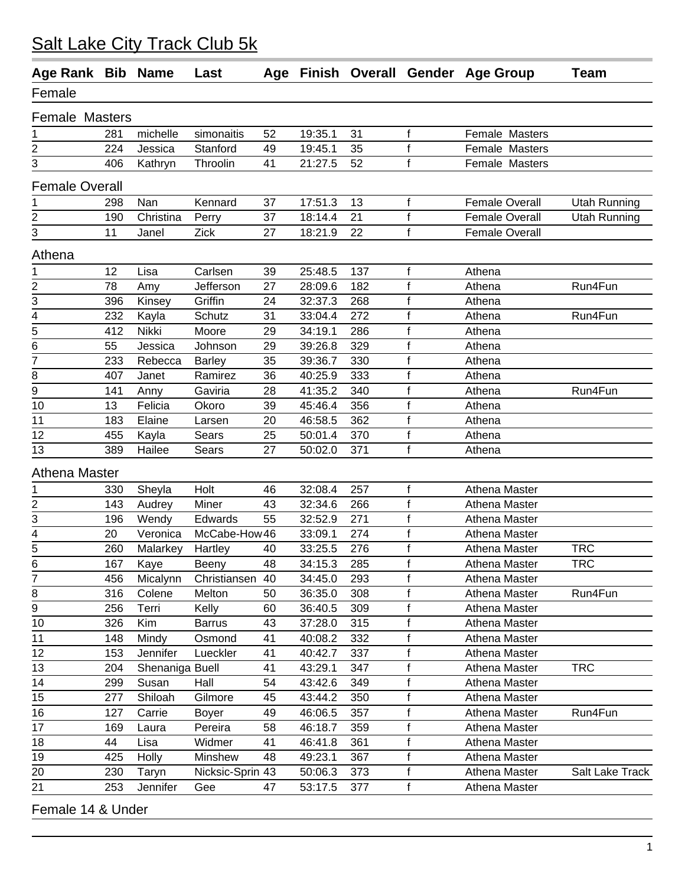# Salt Lake City Track Club 5k

| Age Rank | Bib | Name | Last | Age | Finish | Overall | Gender | Age Group | Team |
|---|---|---|---|---|---|---|---|---|---|

## Female

### Female Masters

| Age Rank | Bib | Name | Last | Age | Finish | Overall | Gender | Age Group | Team |
|---|---|---|---|---|---|---|---|---|---|
| 1 | 281 | michelle | simonaitis | 52 | 19:35.1 | 31 | f | Female Masters | |
| 2 | 224 | Jessica | Stanford | 49 | 19:45.1 | 35 | f | Female Masters | |
| 3 | 406 | Kathryn | Throolin | 41 | 21:27.5 | 52 | f | Female Masters | |

### Female Overall

| Age Rank | Bib | Name | Last | Age | Finish | Overall | Gender | Age Group | Team |
|---|---|---|---|---|---|---|---|---|---|
| 1 | 298 | Nan | Kennard | 37 | 17:51.3 | 13 | f | Female Overall | Utah Running |
| 2 | 190 | Christina | Perry | 37 | 18:14.4 | 21 | f | Female Overall | Utah Running |
| 3 | 11 | Janel | Zick | 27 | 18:21.9 | 22 | f | Female Overall | |

### Athena

| Age Rank | Bib | Name | Last | Age | Finish | Overall | Gender | Age Group | Team |
|---|---|---|---|---|---|---|---|---|---|
| 1 | 12 | Lisa | Carlsen | 39 | 25:48.5 | 137 | f | Athena | |
| 2 | 78 | Amy | Jefferson | 27 | 28:09.6 | 182 | f | Athena | Run4Fun |
| 3 | 396 | Kinsey | Griffin | 24 | 32:37.3 | 268 | f | Athena | |
| 4 | 232 | Kayla | Schutz | 31 | 33:04.4 | 272 | f | Athena | Run4Fun |
| 5 | 412 | Nikki | Moore | 29 | 34:19.1 | 286 | f | Athena | |
| 6 | 55 | Jessica | Johnson | 29 | 39:26.8 | 329 | f | Athena | |
| 7 | 233 | Rebecca | Barley | 35 | 39:36.7 | 330 | f | Athena | |
| 8 | 407 | Janet | Ramirez | 36 | 40:25.9 | 333 | f | Athena | |
| 9 | 141 | Anny | Gaviria | 28 | 41:35.2 | 340 | f | Athena | Run4Fun |
| 10 | 13 | Felicia | Okoro | 39 | 45:46.4 | 356 | f | Athena | |
| 11 | 183 | Elaine | Larsen | 20 | 46:58.5 | 362 | f | Athena | |
| 12 | 455 | Kayla | Sears | 25 | 50:01.4 | 370 | f | Athena | |
| 13 | 389 | Hailee | Sears | 27 | 50:02.0 | 371 | f | Athena | |

### Athena Master

| Age Rank | Bib | Name | Last | Age | Finish | Overall | Gender | Age Group | Team |
|---|---|---|---|---|---|---|---|---|---|
| 1 | 330 | Sheyla | Holt | 46 | 32:08.4 | 257 | f | Athena Master | |
| 2 | 143 | Audrey | Miner | 43 | 32:34.6 | 266 | f | Athena Master | |
| 3 | 196 | Wendy | Edwards | 55 | 32:52.9 | 271 | f | Athena Master | |
| 4 | 20 | Veronica | McCabe-How | 46 | 33:09.1 | 274 | f | Athena Master | |
| 5 | 260 | Malarkey | Hartley | 40 | 33:25.5 | 276 | f | Athena Master | TRC |
| 6 | 167 | Kaye | Beeny | 48 | 34:15.3 | 285 | f | Athena Master | TRC |
| 7 | 456 | Micalynn | Christiansen | 40 | 34:45.0 | 293 | f | Athena Master | |
| 8 | 316 | Colene | Melton | 50 | 36:35.0 | 308 | f | Athena Master | Run4Fun |
| 9 | 256 | Terri | Kelly | 60 | 36:40.5 | 309 | f | Athena Master | |
| 10 | 326 | Kim | Barrus | 43 | 37:28.0 | 315 | f | Athena Master | |
| 11 | 148 | Mindy | Osmond | 41 | 40:08.2 | 332 | f | Athena Master | |
| 12 | 153 | Jennifer | Lueckler | 41 | 40:42.7 | 337 | f | Athena Master | |
| 13 | 204 | Shenaniga | Buell | 41 | 43:29.1 | 347 | f | Athena Master | TRC |
| 14 | 299 | Susan | Hall | 54 | 43:42.6 | 349 | f | Athena Master | |
| 15 | 277 | Shiloah | Gilmore | 45 | 43:44.2 | 350 | f | Athena Master | |
| 16 | 127 | Carrie | Boyer | 49 | 46:06.5 | 357 | f | Athena Master | Run4Fun |
| 17 | 169 | Laura | Pereira | 58 | 46:18.7 | 359 | f | Athena Master | |
| 18 | 44 | Lisa | Widmer | 41 | 46:41.8 | 361 | f | Athena Master | |
| 19 | 425 | Holly | Minshew | 48 | 49:23.1 | 367 | f | Athena Master | |
| 20 | 230 | Taryn | Nicksic-Sprin | 43 | 50:06.3 | 373 | f | Athena Master | Salt Lake Track |
| 21 | 253 | Jennifer | Gee | 47 | 53:17.5 | 377 | f | Athena Master | |

### Female 14 & Under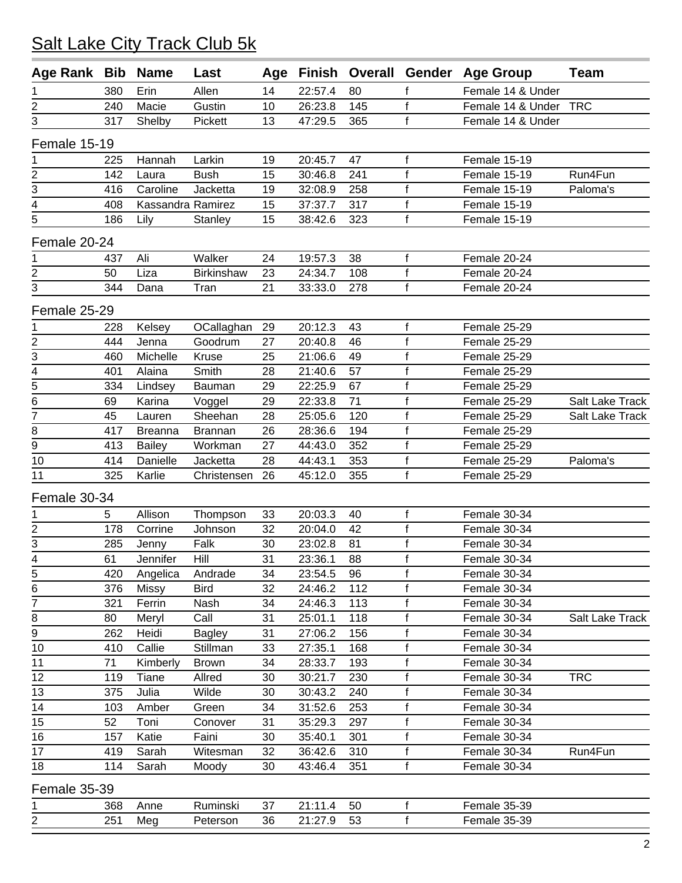# Salt Lake City Track Club 5k

| Age Rank | Bib | Name | Last | Age | Finish | Overall | Gender | Age Group | Team |
|---|---|---|---|---|---|---|---|---|---|
| 1 | 380 | Erin | Allen | 14 | 22:57.4 | 80 | f | Female 14 & Under | |
| 2 | 240 | Macie | Gustin | 10 | 26:23.8 | 145 | f | Female 14 & Under | TRC |
| 3 | 317 | Shelby | Pickett | 13 | 47:29.5 | 365 | f | Female 14 & Under | |

Female 15-19

| Age Rank | Bib | Name | Last | Age | Finish | Overall | Gender | Age Group | Team |
|---|---|---|---|---|---|---|---|---|---|
| 1 | 225 | Hannah | Larkin | 19 | 20:45.7 | 47 | f | Female 15-19 | |
| 2 | 142 | Laura | Bush | 15 | 30:46.8 | 241 | f | Female 15-19 | Run4Fun |
| 3 | 416 | Caroline | Jacketta | 19 | 32:08.9 | 258 | f | Female 15-19 | Paloma's |
| 4 | 408 | Kassandra | Ramirez | 15 | 37:37.7 | 317 | f | Female 15-19 | |
| 5 | 186 | Lily | Stanley | 15 | 38:42.6 | 323 | f | Female 15-19 | |

Female 20-24

| Age Rank | Bib | Name | Last | Age | Finish | Overall | Gender | Age Group | Team |
|---|---|---|---|---|---|---|---|---|---|
| 1 | 437 | Ali | Walker | 24 | 19:57.3 | 38 | f | Female 20-24 | |
| 2 | 50 | Liza | Birkinshaw | 23 | 24:34.7 | 108 | f | Female 20-24 | |
| 3 | 344 | Dana | Tran | 21 | 33:33.0 | 278 | f | Female 20-24 | |

Female 25-29

| Age Rank | Bib | Name | Last | Age | Finish | Overall | Gender | Age Group | Team |
|---|---|---|---|---|---|---|---|---|---|
| 1 | 228 | Kelsey | OCallaghan | 29 | 20:12.3 | 43 | f | Female 25-29 | |
| 2 | 444 | Jenna | Goodrum | 27 | 20:40.8 | 46 | f | Female 25-29 | |
| 3 | 460 | Michelle | Kruse | 25 | 21:06.6 | 49 | f | Female 25-29 | |
| 4 | 401 | Alaina | Smith | 28 | 21:40.6 | 57 | f | Female 25-29 | |
| 5 | 334 | Lindsey | Bauman | 29 | 22:25.9 | 67 | f | Female 25-29 | |
| 6 | 69 | Karina | Voggel | 29 | 22:33.8 | 71 | f | Female 25-29 | Salt Lake Track |
| 7 | 45 | Lauren | Sheehan | 28 | 25:05.6 | 120 | f | Female 25-29 | Salt Lake Track |
| 8 | 417 | Breanna | Brannan | 26 | 28:36.6 | 194 | f | Female 25-29 | |
| 9 | 413 | Bailey | Workman | 27 | 44:43.0 | 352 | f | Female 25-29 | |
| 10 | 414 | Danielle | Jacketta | 28 | 44:43.1 | 353 | f | Female 25-29 | Paloma's |
| 11 | 325 | Karlie | Christensen | 26 | 45:12.0 | 355 | f | Female 25-29 | |

Female 30-34

| Age Rank | Bib | Name | Last | Age | Finish | Overall | Gender | Age Group | Team |
|---|---|---|---|---|---|---|---|---|---|
| 1 | 5 | Allison | Thompson | 33 | 20:03.3 | 40 | f | Female 30-34 | |
| 2 | 178 | Corrine | Johnson | 32 | 20:04.0 | 42 | f | Female 30-34 | |
| 3 | 285 | Jenny | Falk | 30 | 23:02.8 | 81 | f | Female 30-34 | |
| 4 | 61 | Jennifer | Hill | 31 | 23:36.1 | 88 | f | Female 30-34 | |
| 5 | 420 | Angelica | Andrade | 34 | 23:54.5 | 96 | f | Female 30-34 | |
| 6 | 376 | Missy | Bird | 32 | 24:46.2 | 112 | f | Female 30-34 | |
| 7 | 321 | Ferrin | Nash | 34 | 24:46.3 | 113 | f | Female 30-34 | |
| 8 | 80 | Meryl | Call | 31 | 25:01.1 | 118 | f | Female 30-34 | Salt Lake Track |
| 9 | 262 | Heidi | Bagley | 31 | 27:06.2 | 156 | f | Female 30-34 | |
| 10 | 410 | Callie | Stillman | 33 | 27:35.1 | 168 | f | Female 30-34 | |
| 11 | 71 | Kimberly | Brown | 34 | 28:33.7 | 193 | f | Female 30-34 | |
| 12 | 119 | Tiane | Allred | 30 | 30:21.7 | 230 | f | Female 30-34 | TRC |
| 13 | 375 | Julia | Wilde | 30 | 30:43.2 | 240 | f | Female 30-34 | |
| 14 | 103 | Amber | Green | 34 | 31:52.6 | 253 | f | Female 30-34 | |
| 15 | 52 | Toni | Conover | 31 | 35:29.3 | 297 | f | Female 30-34 | |
| 16 | 157 | Katie | Faini | 30 | 35:40.1 | 301 | f | Female 30-34 | |
| 17 | 419 | Sarah | Witesman | 32 | 36:42.6 | 310 | f | Female 30-34 | Run4Fun |
| 18 | 114 | Sarah | Moody | 30 | 43:46.4 | 351 | f | Female 30-34 | |

Female 35-39

| Age Rank | Bib | Name | Last | Age | Finish | Overall | Gender | Age Group | Team |
|---|---|---|---|---|---|---|---|---|---|
| 1 | 368 | Anne | Ruminski | 37 | 21:11.4 | 50 | f | Female 35-39 | |
| 2 | 251 | Meg | Peterson | 36 | 21:27.9 | 53 | f | Female 35-39 | |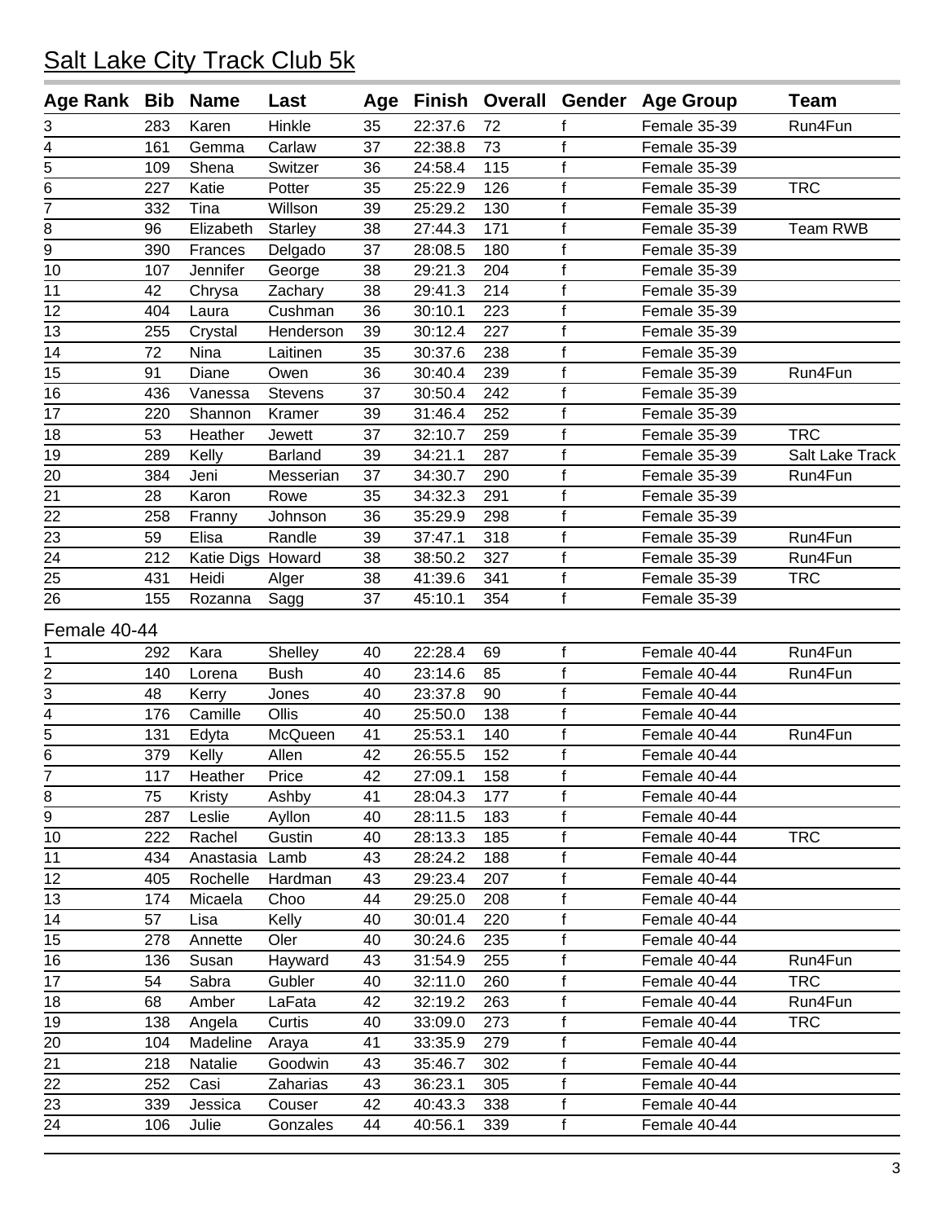# Salt Lake City Track Club 5k

| Age Rank | Bib | Name | Last | Age | Finish | Overall | Gender | Age Group | Team |
|---|---|---|---|---|---|---|---|---|---|
| 3 | 283 | Karen | Hinkle | 35 | 22:37.6 | 72 | f | Female 35-39 | Run4Fun |
| 4 | 161 | Gemma | Carlaw | 37 | 22:38.8 | 73 | f | Female 35-39 | |
| 5 | 109 | Shena | Switzer | 36 | 24:58.4 | 115 | f | Female 35-39 | |
| 6 | 227 | Katie | Potter | 35 | 25:22.9 | 126 | f | Female 35-39 | TRC |
| 7 | 332 | Tina | Willson | 39 | 25:29.2 | 130 | f | Female 35-39 | |
| 8 | 96 | Elizabeth | Starley | 38 | 27:44.3 | 171 | f | Female 35-39 | Team RWB |
| 9 | 390 | Frances | Delgado | 37 | 28:08.5 | 180 | f | Female 35-39 | |
| 10 | 107 | Jennifer | George | 38 | 29:21.3 | 204 | f | Female 35-39 | |
| 11 | 42 | Chrysa | Zachary | 38 | 29:41.3 | 214 | f | Female 35-39 | |
| 12 | 404 | Laura | Cushman | 36 | 30:10.1 | 223 | f | Female 35-39 | |
| 13 | 255 | Crystal | Henderson | 39 | 30:12.4 | 227 | f | Female 35-39 | |
| 14 | 72 | Nina | Laitinen | 35 | 30:37.6 | 238 | f | Female 35-39 | |
| 15 | 91 | Diane | Owen | 36 | 30:40.4 | 239 | f | Female 35-39 | Run4Fun |
| 16 | 436 | Vanessa | Stevens | 37 | 30:50.4 | 242 | f | Female 35-39 | |
| 17 | 220 | Shannon | Kramer | 39 | 31:46.4 | 252 | f | Female 35-39 | |
| 18 | 53 | Heather | Jewett | 37 | 32:10.7 | 259 | f | Female 35-39 | TRC |
| 19 | 289 | Kelly | Barland | 39 | 34:21.1 | 287 | f | Female 35-39 | Salt Lake Track |
| 20 | 384 | Jeni | Messerian | 37 | 34:30.7 | 290 | f | Female 35-39 | Run4Fun |
| 21 | 28 | Karon | Rowe | 35 | 34:32.3 | 291 | f | Female 35-39 | |
| 22 | 258 | Franny | Johnson | 36 | 35:29.9 | 298 | f | Female 35-39 | |
| 23 | 59 | Elisa | Randle | 39 | 37:47.1 | 318 | f | Female 35-39 | Run4Fun |
| 24 | 212 | Katie Digs | Howard | 38 | 38:50.2 | 327 | f | Female 35-39 | Run4Fun |
| 25 | 431 | Heidi | Alger | 38 | 41:39.6 | 341 | f | Female 35-39 | TRC |
| 26 | 155 | Rozanna | Sagg | 37 | 45:10.1 | 354 | f | Female 35-39 | |

Female 40-44

| Age Rank | Bib | Name | Last | Age | Finish | Overall | Gender | Age Group | Team |
|---|---|---|---|---|---|---|---|---|---|
| 1 | 292 | Kara | Shelley | 40 | 22:28.4 | 69 | f | Female 40-44 | Run4Fun |
| 2 | 140 | Lorena | Bush | 40 | 23:14.6 | 85 | f | Female 40-44 | Run4Fun |
| 3 | 48 | Kerry | Jones | 40 | 23:37.8 | 90 | f | Female 40-44 | |
| 4 | 176 | Camille | Ollis | 40 | 25:50.0 | 138 | f | Female 40-44 | |
| 5 | 131 | Edyta | McQueen | 41 | 25:53.1 | 140 | f | Female 40-44 | Run4Fun |
| 6 | 379 | Kelly | Allen | 42 | 26:55.5 | 152 | f | Female 40-44 | |
| 7 | 117 | Heather | Price | 42 | 27:09.1 | 158 | f | Female 40-44 | |
| 8 | 75 | Kristy | Ashby | 41 | 28:04.3 | 177 | f | Female 40-44 | |
| 9 | 287 | Leslie | Ayllon | 40 | 28:11.5 | 183 | f | Female 40-44 | |
| 10 | 222 | Rachel | Gustin | 40 | 28:13.3 | 185 | f | Female 40-44 | TRC |
| 11 | 434 | Anastasia | Lamb | 43 | 28:24.2 | 188 | f | Female 40-44 | |
| 12 | 405 | Rochelle | Hardman | 43 | 29:23.4 | 207 | f | Female 40-44 | |
| 13 | 174 | Micaela | Choo | 44 | 29:25.0 | 208 | f | Female 40-44 | |
| 14 | 57 | Lisa | Kelly | 40 | 30:01.4 | 220 | f | Female 40-44 | |
| 15 | 278 | Annette | Oler | 40 | 30:24.6 | 235 | f | Female 40-44 | |
| 16 | 136 | Susan | Hayward | 43 | 31:54.9 | 255 | f | Female 40-44 | Run4Fun |
| 17 | 54 | Sabra | Gubler | 40 | 32:11.0 | 260 | f | Female 40-44 | TRC |
| 18 | 68 | Amber | LaFata | 42 | 32:19.2 | 263 | f | Female 40-44 | Run4Fun |
| 19 | 138 | Angela | Curtis | 40 | 33:09.0 | 273 | f | Female 40-44 | TRC |
| 20 | 104 | Madeline | Araya | 41 | 33:35.9 | 279 | f | Female 40-44 | |
| 21 | 218 | Natalie | Goodwin | 43 | 35:46.7 | 302 | f | Female 40-44 | |
| 22 | 252 | Casi | Zaharias | 43 | 36:23.1 | 305 | f | Female 40-44 | |
| 23 | 339 | Jessica | Couser | 42 | 40:43.3 | 338 | f | Female 40-44 | |
| 24 | 106 | Julie | Gonzales | 44 | 40:56.1 | 339 | f | Female 40-44 | |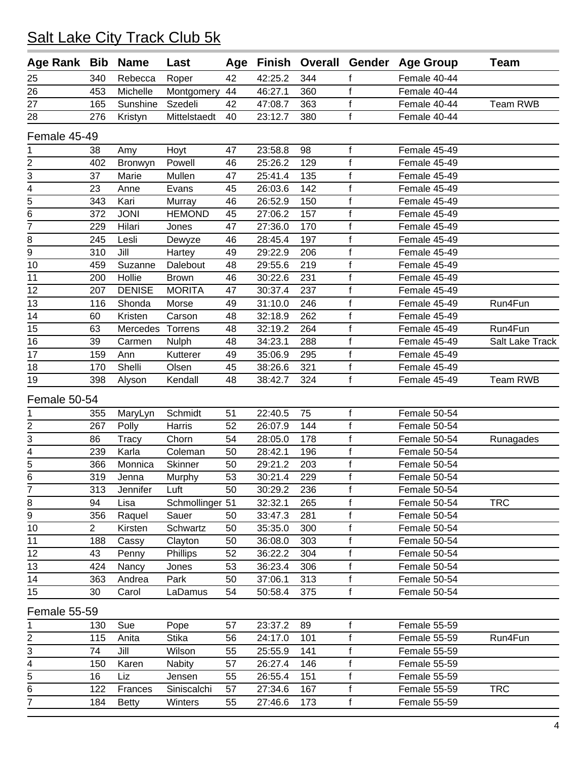# Salt Lake City Track Club 5k

| Age Rank | Bib | Name | Last | Age | Finish | Overall | Gender | Age Group | Team |
|---|---|---|---|---|---|---|---|---|---|
| 25 | 340 | Rebecca | Roper | 42 | 42:25.2 | 344 | f | Female 40-44 | |
| 26 | 453 | Michelle | Montgomery | 44 | 46:27.1 | 360 | f | Female 40-44 | |
| 27 | 165 | Sunshine | Szedeli | 42 | 47:08.7 | 363 | f | Female 40-44 | Team RWB |
| 28 | 276 | Kristyn | Mittelstaedt | 40 | 23:12.7 | 380 | f | Female 40-44 | |

Female 45-49

| Age Rank | Bib | Name | Last | Age | Finish | Overall | Gender | Age Group | Team |
|---|---|---|---|---|---|---|---|---|---|
| 1 | 38 | Amy | Hoyt | 47 | 23:58.8 | 98 | f | Female 45-49 | |
| 2 | 402 | Bronwyn | Powell | 46 | 25:26.2 | 129 | f | Female 45-49 | |
| 3 | 37 | Marie | Mullen | 47 | 25:41.4 | 135 | f | Female 45-49 | |
| 4 | 23 | Anne | Evans | 45 | 26:03.6 | 142 | f | Female 45-49 | |
| 5 | 343 | Kari | Murray | 46 | 26:52.9 | 150 | f | Female 45-49 | |
| 6 | 372 | JONI | HEMOND | 45 | 27:06.2 | 157 | f | Female 45-49 | |
| 7 | 229 | Hilari | Jones | 47 | 27:36.0 | 170 | f | Female 45-49 | |
| 8 | 245 | Lesli | Dewyze | 46 | 28:45.4 | 197 | f | Female 45-49 | |
| 9 | 310 | Jill | Hartey | 49 | 29:22.9 | 206 | f | Female 45-49 | |
| 10 | 459 | Suzanne | Dalebout | 48 | 29:55.6 | 219 | f | Female 45-49 | |
| 11 | 200 | Hollie | Brown | 46 | 30:22.6 | 231 | f | Female 45-49 | |
| 12 | 207 | DENISE | MORITA | 47 | 30:37.4 | 237 | f | Female 45-49 | |
| 13 | 116 | Shonda | Morse | 49 | 31:10.0 | 246 | f | Female 45-49 | Run4Fun |
| 14 | 60 | Kristen | Carson | 48 | 32:18.9 | 262 | f | Female 45-49 | |
| 15 | 63 | Mercedes | Torrens | 48 | 32:19.2 | 264 | f | Female 45-49 | Run4Fun |
| 16 | 39 | Carmen | Nulph | 48 | 34:23.1 | 288 | f | Female 45-49 | Salt Lake Track |
| 17 | 159 | Ann | Kutterer | 49 | 35:06.9 | 295 | f | Female 45-49 | |
| 18 | 170 | Shelli | Olsen | 45 | 38:26.6 | 321 | f | Female 45-49 | |
| 19 | 398 | Alyson | Kendall | 48 | 38:42.7 | 324 | f | Female 45-49 | Team RWB |

Female 50-54

| Age Rank | Bib | Name | Last | Age | Finish | Overall | Gender | Age Group | Team |
|---|---|---|---|---|---|---|---|---|---|
| 1 | 355 | MaryLyn | Schmidt | 51 | 22:40.5 | 75 | f | Female 50-54 | |
| 2 | 267 | Polly | Harris | 52 | 26:07.9 | 144 | f | Female 50-54 | |
| 3 | 86 | Tracy | Chorn | 54 | 28:05.0 | 178 | f | Female 50-54 | Runagades |
| 4 | 239 | Karla | Coleman | 50 | 28:42.1 | 196 | f | Female 50-54 | |
| 5 | 366 | Monnica | Skinner | 50 | 29:21.2 | 203 | f | Female 50-54 | |
| 6 | 319 | Jenna | Murphy | 53 | 30:21.4 | 229 | f | Female 50-54 | |
| 7 | 313 | Jennifer | Luft | 50 | 30:29.2 | 236 | f | Female 50-54 | |
| 8 | 94 | Lisa | Schmollinger | 51 | 32:32.1 | 265 | f | Female 50-54 | TRC |
| 9 | 356 | Raquel | Sauer | 50 | 33:47.3 | 281 | f | Female 50-54 | |
| 10 | 2 | Kirsten | Schwartz | 50 | 35:35.0 | 300 | f | Female 50-54 | |
| 11 | 188 | Cassy | Clayton | 50 | 36:08.0 | 303 | f | Female 50-54 | |
| 12 | 43 | Penny | Phillips | 52 | 36:22.2 | 304 | f | Female 50-54 | |
| 13 | 424 | Nancy | Jones | 53 | 36:23.4 | 306 | f | Female 50-54 | |
| 14 | 363 | Andrea | Park | 50 | 37:06.1 | 313 | f | Female 50-54 | |
| 15 | 30 | Carol | LaDamus | 54 | 50:58.4 | 375 | f | Female 50-54 | |

Female 55-59

| Age Rank | Bib | Name | Last | Age | Finish | Overall | Gender | Age Group | Team |
|---|---|---|---|---|---|---|---|---|---|
| 1 | 130 | Sue | Pope | 57 | 23:37.2 | 89 | f | Female 55-59 | |
| 2 | 115 | Anita | Stika | 56 | 24:17.0 | 101 | f | Female 55-59 | Run4Fun |
| 3 | 74 | Jill | Wilson | 55 | 25:55.9 | 141 | f | Female 55-59 | |
| 4 | 150 | Karen | Nabity | 57 | 26:27.4 | 146 | f | Female 55-59 | |
| 5 | 16 | Liz | Jensen | 55 | 26:55.4 | 151 | f | Female 55-59 | |
| 6 | 122 | Frances | Siniscalchi | 57 | 27:34.6 | 167 | f | Female 55-59 | TRC |
| 7 | 184 | Betty | Winters | 55 | 27:46.6 | 173 | f | Female 55-59 | |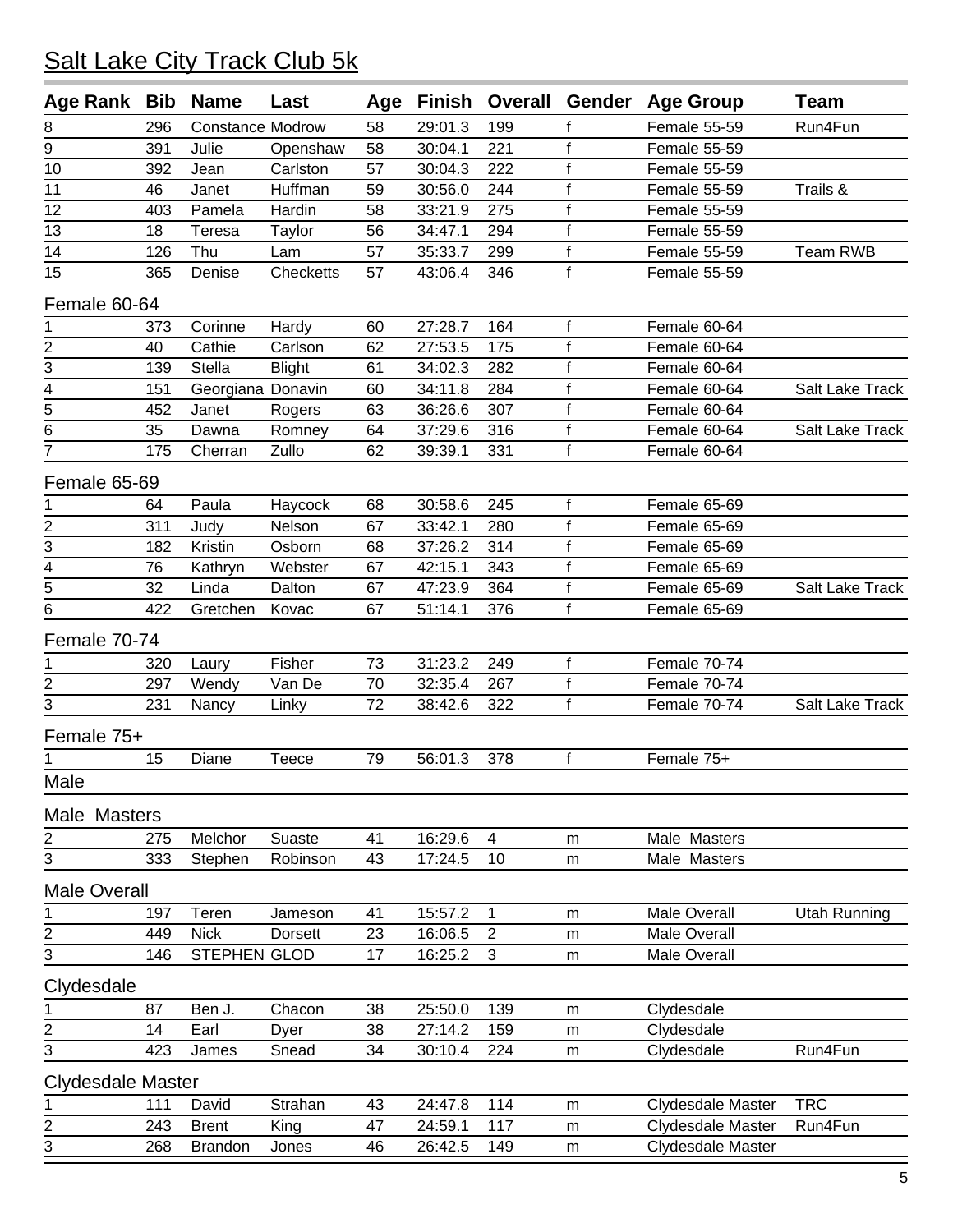# Salt Lake City Track Club 5k

| Age Rank | Bib | Name | Last | Age | Finish | Overall | Gender | Age Group | Team |
|---|---|---|---|---|---|---|---|---|---|
| 8 | 296 | Constance | Modrow | 58 | 29:01.3 | 199 | f | Female 55-59 | Run4Fun |
| 9 | 391 | Julie | Openshaw | 58 | 30:04.1 | 221 | f | Female 55-59 | |
| 10 | 392 | Jean | Carlston | 57 | 30:04.3 | 222 | f | Female 55-59 | |
| 11 | 46 | Janet | Huffman | 59 | 30:56.0 | 244 | f | Female 55-59 | Trails & |
| 12 | 403 | Pamela | Hardin | 58 | 33:21.9 | 275 | f | Female 55-59 | |
| 13 | 18 | Teresa | Taylor | 56 | 34:47.1 | 294 | f | Female 55-59 | |
| 14 | 126 | Thu | Lam | 57 | 35:33.7 | 299 | f | Female 55-59 | Team RWB |
| 15 | 365 | Denise | Checketts | 57 | 43:06.4 | 346 | f | Female 55-59 | |
| **Female 60-64** | | | | | | | | | |
| 1 | 373 | Corinne | Hardy | 60 | 27:28.7 | 164 | f | Female 60-64 | |
| 2 | 40 | Cathie | Carlson | 62 | 27:53.5 | 175 | f | Female 60-64 | |
| 3 | 139 | Stella | Blight | 61 | 34:02.3 | 282 | f | Female 60-64 | |
| 4 | 151 | Georgiana | Donavin | 60 | 34:11.8 | 284 | f | Female 60-64 | Salt Lake Track |
| 5 | 452 | Janet | Rogers | 63 | 36:26.6 | 307 | f | Female 60-64 | |
| 6 | 35 | Dawna | Romney | 64 | 37:29.6 | 316 | f | Female 60-64 | Salt Lake Track |
| 7 | 175 | Cherran | Zullo | 62 | 39:39.1 | 331 | f | Female 60-64 | |
| **Female 65-69** | | | | | | | | | |
| 1 | 64 | Paula | Haycock | 68 | 30:58.6 | 245 | f | Female 65-69 | |
| 2 | 311 | Judy | Nelson | 67 | 33:42.1 | 280 | f | Female 65-69 | |
| 3 | 182 | Kristin | Osborn | 68 | 37:26.2 | 314 | f | Female 65-69 | |
| 4 | 76 | Kathryn | Webster | 67 | 42:15.1 | 343 | f | Female 65-69 | |
| 5 | 32 | Linda | Dalton | 67 | 47:23.9 | 364 | f | Female 65-69 | Salt Lake Track |
| 6 | 422 | Gretchen | Kovac | 67 | 51:14.1 | 376 | f | Female 65-69 | |
| **Female 70-74** | | | | | | | | | |
| 1 | 320 | Laury | Fisher | 73 | 31:23.2 | 249 | f | Female 70-74 | |
| 2 | 297 | Wendy | Van De | 70 | 32:35.4 | 267 | f | Female 70-74 | |
| 3 | 231 | Nancy | Linky | 72 | 38:42.6 | 322 | f | Female 70-74 | Salt Lake Track |
| **Female 75+** | | | | | | | | | |
| 1 | 15 | Diane | Teece | 79 | 56:01.3 | 378 | f | Female 75+ | |
| **Male** | | | | | | | | | |
| **Male Masters** | | | | | | | | | |
| 2 | 275 | Melchor | Suaste | 41 | 16:29.6 | 4 | m | Male Masters | |
| 3 | 333 | Stephen | Robinson | 43 | 17:24.5 | 10 | m | Male Masters | |
| **Male Overall** | | | | | | | | | |
| 1 | 197 | Teren | Jameson | 41 | 15:57.2 | 1 | m | Male Overall | Utah Running |
| 2 | 449 | Nick | Dorsett | 23 | 16:06.5 | 2 | m | Male Overall | |
| 3 | 146 | STEPHEN | GLOD | 17 | 16:25.2 | 3 | m | Male Overall | |
| **Clydesdale** | | | | | | | | | |
| 1 | 87 | Ben J. | Chacon | 38 | 25:50.0 | 139 | m | Clydesdale | |
| 2 | 14 | Earl | Dyer | 38 | 27:14.2 | 159 | m | Clydesdale | |
| 3 | 423 | James | Snead | 34 | 30:10.4 | 224 | m | Clydesdale | Run4Fun |
| **Clydesdale Master** | | | | | | | | | |
| 1 | 111 | David | Strahan | 43 | 24:47.8 | 114 | m | Clydesdale Master | TRC |
| 2 | 243 | Brent | King | 47 | 24:59.1 | 117 | m | Clydesdale Master | Run4Fun |
| 3 | 268 | Brandon | Jones | 46 | 26:42.5 | 149 | m | Clydesdale Master | |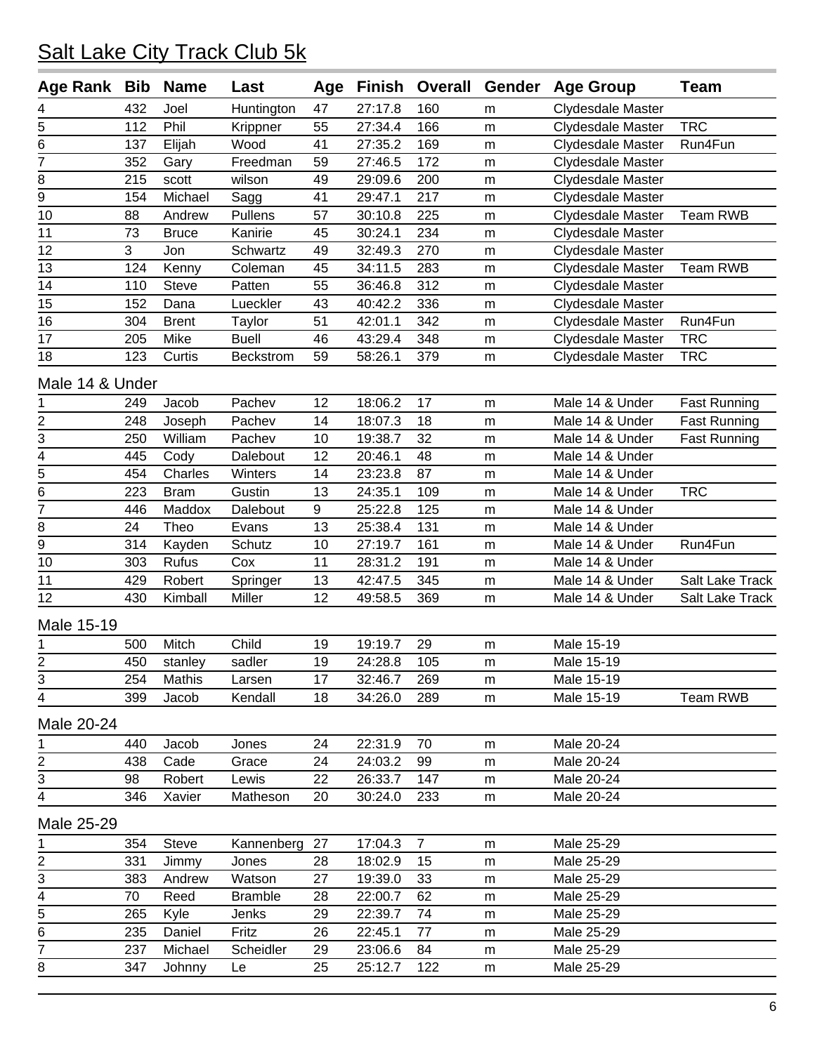## Salt Lake City Track Club 5k

| Age Rank | Bib | Name | Last | Age | Finish | Overall | Gender | Age Group | Team |
|---|---|---|---|---|---|---|---|---|---|
| 4 | 432 | Joel | Huntington | 47 | 27:17.8 | 160 | m | Clydesdale Master | |
| 5 | 112 | Phil | Krippner | 55 | 27:34.4 | 166 | m | Clydesdale Master | TRC |
| 6 | 137 | Elijah | Wood | 41 | 27:35.2 | 169 | m | Clydesdale Master | Run4Fun |
| 7 | 352 | Gary | Freedman | 59 | 27:46.5 | 172 | m | Clydesdale Master | |
| 8 | 215 | scott | wilson | 49 | 29:09.6 | 200 | m | Clydesdale Master | |
| 9 | 154 | Michael | Sagg | 41 | 29:47.1 | 217 | m | Clydesdale Master | |
| 10 | 88 | Andrew | Pullens | 57 | 30:10.8 | 225 | m | Clydesdale Master | Team RWB |
| 11 | 73 | Bruce | Kanirie | 45 | 30:24.1 | 234 | m | Clydesdale Master | |
| 12 | 3 | Jon | Schwartz | 49 | 32:49.3 | 270 | m | Clydesdale Master | |
| 13 | 124 | Kenny | Coleman | 45 | 34:11.5 | 283 | m | Clydesdale Master | Team RWB |
| 14 | 110 | Steve | Patten | 55 | 36:46.8 | 312 | m | Clydesdale Master | |
| 15 | 152 | Dana | Lueckler | 43 | 40:42.2 | 336 | m | Clydesdale Master | |
| 16 | 304 | Brent | Taylor | 51 | 42:01.1 | 342 | m | Clydesdale Master | Run4Fun |
| 17 | 205 | Mike | Buell | 46 | 43:29.4 | 348 | m | Clydesdale Master | TRC |
| 18 | 123 | Curtis | Beckstrom | 59 | 58:26.1 | 379 | m | Clydesdale Master | TRC |

### Male 14 & Under

| Age Rank | Bib | Name | Last | Age | Finish | Overall | Gender | Age Group | Team |
|---|---|---|---|---|---|---|---|---|---|
| 1 | 249 | Jacob | Pachev | 12 | 18:06.2 | 17 | m | Male 14 & Under | Fast Running |
| 2 | 248 | Joseph | Pachev | 14 | 18:07.3 | 18 | m | Male 14 & Under | Fast Running |
| 3 | 250 | William | Pachev | 10 | 19:38.7 | 32 | m | Male 14 & Under | Fast Running |
| 4 | 445 | Cody | Dalebout | 12 | 20:46.1 | 48 | m | Male 14 & Under | |
| 5 | 454 | Charles | Winters | 14 | 23:23.8 | 87 | m | Male 14 & Under | |
| 6 | 223 | Bram | Gustin | 13 | 24:35.1 | 109 | m | Male 14 & Under | TRC |
| 7 | 446 | Maddox | Dalebout | 9 | 25:22.8 | 125 | m | Male 14 & Under | |
| 8 | 24 | Theo | Evans | 13 | 25:38.4 | 131 | m | Male 14 & Under | |
| 9 | 314 | Kayden | Schutz | 10 | 27:19.7 | 161 | m | Male 14 & Under | Run4Fun |
| 10 | 303 | Rufus | Cox | 11 | 28:31.2 | 191 | m | Male 14 & Under | |
| 11 | 429 | Robert | Springer | 13 | 42:47.5 | 345 | m | Male 14 & Under | Salt Lake Track |
| 12 | 430 | Kimball | Miller | 12 | 49:58.5 | 369 | m | Male 14 & Under | Salt Lake Track |

### Male 15-19

| Age Rank | Bib | Name | Last | Age | Finish | Overall | Gender | Age Group | Team |
|---|---|---|---|---|---|---|---|---|---|
| 1 | 500 | Mitch | Child | 19 | 19:19.7 | 29 | m | Male 15-19 | |
| 2 | 450 | stanley | sadler | 19 | 24:28.8 | 105 | m | Male 15-19 | |
| 3 | 254 | Mathis | Larsen | 17 | 32:46.7 | 269 | m | Male 15-19 | |
| 4 | 399 | Jacob | Kendall | 18 | 34:26.0 | 289 | m | Male 15-19 | Team RWB |

### Male 20-24

| Age Rank | Bib | Name | Last | Age | Finish | Overall | Gender | Age Group | Team |
|---|---|---|---|---|---|---|---|---|---|
| 1 | 440 | Jacob | Jones | 24 | 22:31.9 | 70 | m | Male 20-24 | |
| 2 | 438 | Cade | Grace | 24 | 24:03.2 | 99 | m | Male 20-24 | |
| 3 | 98 | Robert | Lewis | 22 | 26:33.7 | 147 | m | Male 20-24 | |
| 4 | 346 | Xavier | Matheson | 20 | 30:24.0 | 233 | m | Male 20-24 | |

### Male 25-29

| Age Rank | Bib | Name | Last | Age | Finish | Overall | Gender | Age Group | Team |
|---|---|---|---|---|---|---|---|---|---|
| 1 | 354 | Steve | Kannenberg | 27 | 17:04.3 | 7 | m | Male 25-29 | |
| 2 | 331 | Jimmy | Jones | 28 | 18:02.9 | 15 | m | Male 25-29 | |
| 3 | 383 | Andrew | Watson | 27 | 19:39.0 | 33 | m | Male 25-29 | |
| 4 | 70 | Reed | Bramble | 28 | 22:00.7 | 62 | m | Male 25-29 | |
| 5 | 265 | Kyle | Jenks | 29 | 22:39.7 | 74 | m | Male 25-29 | |
| 6 | 235 | Daniel | Fritz | 26 | 22:45.1 | 77 | m | Male 25-29 | |
| 7 | 237 | Michael | Scheidler | 29 | 23:06.6 | 84 | m | Male 25-29 | |
| 8 | 347 | Johnny | Le | 25 | 25:12.7 | 122 | m | Male 25-29 | |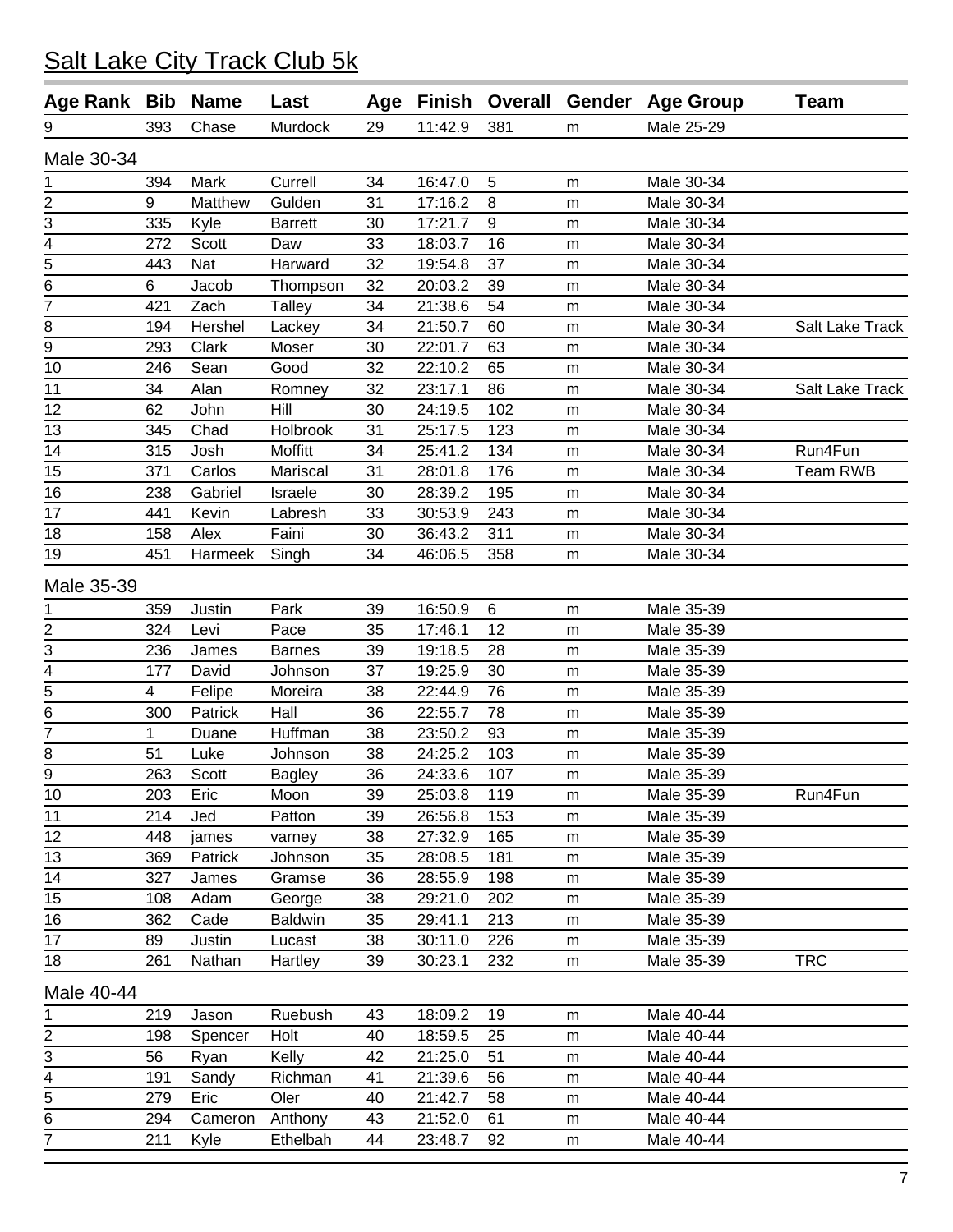# Salt Lake City Track Club 5k

| Age Rank | Bib | Name | Last | Age | Finish | Overall | Gender | Age Group | Team |
|---|---|---|---|---|---|---|---|---|---|
| 9 | 393 | Chase | Murdock | 29 | 11:42.9 | 381 | m | Male 25-29 | |

## Male 30-34

| Age Rank | Bib | Name | Last | Age | Finish | Overall | Gender | Age Group | Team |
|---|---|---|---|---|---|---|---|---|---|
| 1 | 394 | Mark | Currell | 34 | 16:47.0 | 5 | m | Male 30-34 | |
| 2 | 9 | Matthew | Gulden | 31 | 17:16.2 | 8 | m | Male 30-34 | |
| 3 | 335 | Kyle | Barrett | 30 | 17:21.7 | 9 | m | Male 30-34 | |
| 4 | 272 | Scott | Daw | 33 | 18:03.7 | 16 | m | Male 30-34 | |
| 5 | 443 | Nat | Harward | 32 | 19:54.8 | 37 | m | Male 30-34 | |
| 6 | 6 | Jacob | Thompson | 32 | 20:03.2 | 39 | m | Male 30-34 | |
| 7 | 421 | Zach | Talley | 34 | 21:38.6 | 54 | m | Male 30-34 | |
| 8 | 194 | Hershel | Lackey | 34 | 21:50.7 | 60 | m | Male 30-34 | Salt Lake Track |
| 9 | 293 | Clark | Moser | 30 | 22:01.7 | 63 | m | Male 30-34 | |
| 10 | 246 | Sean | Good | 32 | 22:10.2 | 65 | m | Male 30-34 | |
| 11 | 34 | Alan | Romney | 32 | 23:17.1 | 86 | m | Male 30-34 | Salt Lake Track |
| 12 | 62 | John | Hill | 30 | 24:19.5 | 102 | m | Male 30-34 | |
| 13 | 345 | Chad | Holbrook | 31 | 25:17.5 | 123 | m | Male 30-34 | |
| 14 | 315 | Josh | Moffitt | 34 | 25:41.2 | 134 | m | Male 30-34 | Run4Fun |
| 15 | 371 | Carlos | Mariscal | 31 | 28:01.8 | 176 | m | Male 30-34 | Team RWB |
| 16 | 238 | Gabriel | Israele | 30 | 28:39.2 | 195 | m | Male 30-34 | |
| 17 | 441 | Kevin | Labresh | 33 | 30:53.9 | 243 | m | Male 30-34 | |
| 18 | 158 | Alex | Faini | 30 | 36:43.2 | 311 | m | Male 30-34 | |
| 19 | 451 | Harmeek | Singh | 34 | 46:06.5 | 358 | m | Male 30-34 | |

## Male 35-39

| Age Rank | Bib | Name | Last | Age | Finish | Overall | Gender | Age Group | Team |
|---|---|---|---|---|---|---|---|---|---|
| 1 | 359 | Justin | Park | 39 | 16:50.9 | 6 | m | Male 35-39 | |
| 2 | 324 | Levi | Pace | 35 | 17:46.1 | 12 | m | Male 35-39 | |
| 3 | 236 | James | Barnes | 39 | 19:18.5 | 28 | m | Male 35-39 | |
| 4 | 177 | David | Johnson | 37 | 19:25.9 | 30 | m | Male 35-39 | |
| 5 | 4 | Felipe | Moreira | 38 | 22:44.9 | 76 | m | Male 35-39 | |
| 6 | 300 | Patrick | Hall | 36 | 22:55.7 | 78 | m | Male 35-39 | |
| 7 | 1 | Duane | Huffman | 38 | 23:50.2 | 93 | m | Male 35-39 | |
| 8 | 51 | Luke | Johnson | 38 | 24:25.2 | 103 | m | Male 35-39 | |
| 9 | 263 | Scott | Bagley | 36 | 24:33.6 | 107 | m | Male 35-39 | |
| 10 | 203 | Eric | Moon | 39 | 25:03.8 | 119 | m | Male 35-39 | Run4Fun |
| 11 | 214 | Jed | Patton | 39 | 26:56.8 | 153 | m | Male 35-39 | |
| 12 | 448 | james | varney | 38 | 27:32.9 | 165 | m | Male 35-39 | |
| 13 | 369 | Patrick | Johnson | 35 | 28:08.5 | 181 | m | Male 35-39 | |
| 14 | 327 | James | Gramse | 36 | 28:55.9 | 198 | m | Male 35-39 | |
| 15 | 108 | Adam | George | 38 | 29:21.0 | 202 | m | Male 35-39 | |
| 16 | 362 | Cade | Baldwin | 35 | 29:41.1 | 213 | m | Male 35-39 | |
| 17 | 89 | Justin | Lucast | 38 | 30:11.0 | 226 | m | Male 35-39 | |
| 18 | 261 | Nathan | Hartley | 39 | 30:23.1 | 232 | m | Male 35-39 | TRC |

## Male 40-44

| Age Rank | Bib | Name | Last | Age | Finish | Overall | Gender | Age Group | Team |
|---|---|---|---|---|---|---|---|---|---|
| 1 | 219 | Jason | Ruebush | 43 | 18:09.2 | 19 | m | Male 40-44 | |
| 2 | 198 | Spencer | Holt | 40 | 18:59.5 | 25 | m | Male 40-44 | |
| 3 | 56 | Ryan | Kelly | 42 | 21:25.0 | 51 | m | Male 40-44 | |
| 4 | 191 | Sandy | Richman | 41 | 21:39.6 | 56 | m | Male 40-44 | |
| 5 | 279 | Eric | Oler | 40 | 21:42.7 | 58 | m | Male 40-44 | |
| 6 | 294 | Cameron | Anthony | 43 | 21:52.0 | 61 | m | Male 40-44 | |
| 7 | 211 | Kyle | Ethelbah | 44 | 23:48.7 | 92 | m | Male 40-44 | |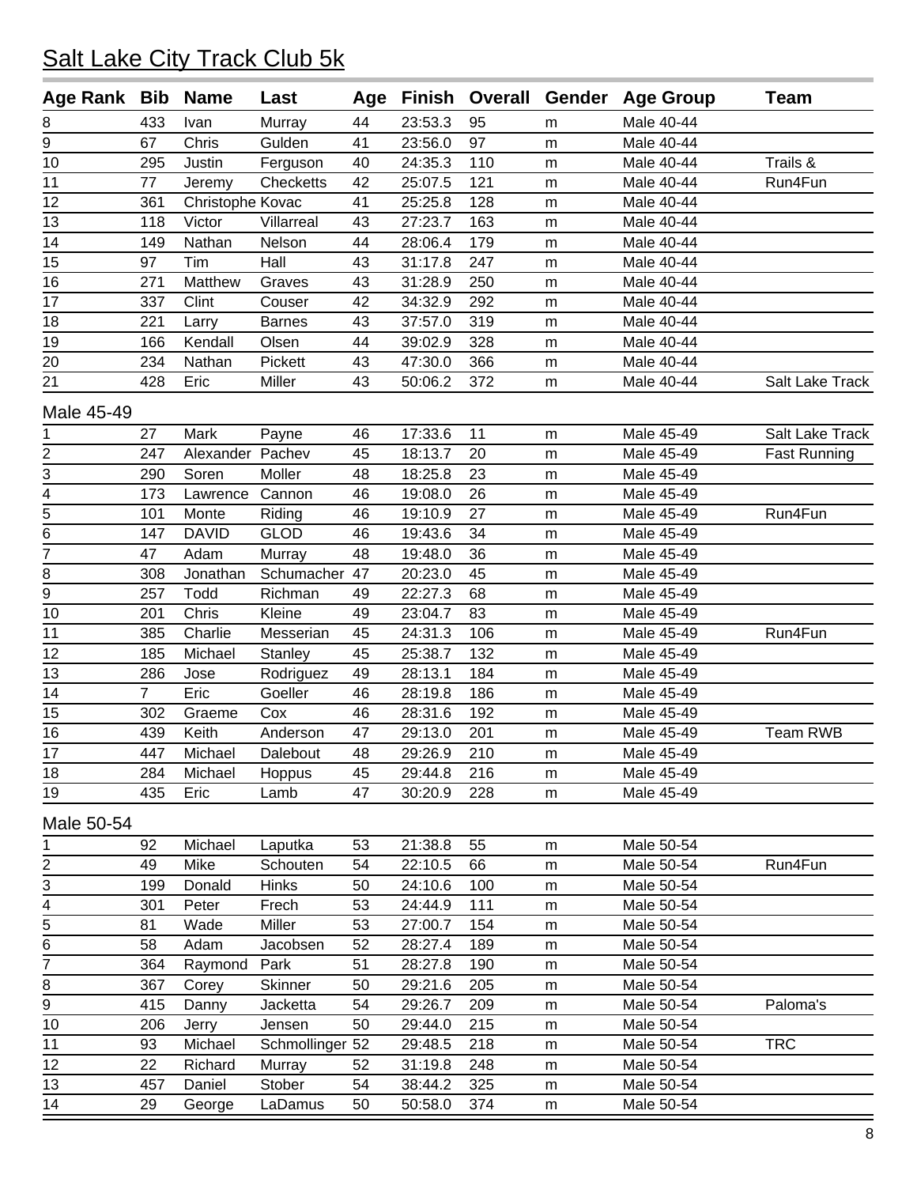# Salt Lake City Track Club 5k

| Age Rank | Bib | Name | Last | Age | Finish | Overall | Gender | Age Group | Team |
|---|---|---|---|---|---|---|---|---|---|
| 8 | 433 | Ivan | Murray | 44 | 23:53.3 | 95 | m | Male 40-44 | |
| 9 | 67 | Chris | Gulden | 41 | 23:56.0 | 97 | m | Male 40-44 | |
| 10 | 295 | Justin | Ferguson | 40 | 24:35.3 | 110 | m | Male 40-44 | Trails & |
| 11 | 77 | Jeremy | Checketts | 42 | 25:07.5 | 121 | m | Male 40-44 | Run4Fun |
| 12 | 361 | Christophe | Kovac | 41 | 25:25.8 | 128 | m | Male 40-44 | |
| 13 | 118 | Victor | Villarreal | 43 | 27:23.7 | 163 | m | Male 40-44 | |
| 14 | 149 | Nathan | Nelson | 44 | 28:06.4 | 179 | m | Male 40-44 | |
| 15 | 97 | Tim | Hall | 43 | 31:17.8 | 247 | m | Male 40-44 | |
| 16 | 271 | Matthew | Graves | 43 | 31:28.9 | 250 | m | Male 40-44 | |
| 17 | 337 | Clint | Couser | 42 | 34:32.9 | 292 | m | Male 40-44 | |
| 18 | 221 | Larry | Barnes | 43 | 37:57.0 | 319 | m | Male 40-44 | |
| 19 | 166 | Kendall | Olsen | 44 | 39:02.9 | 328 | m | Male 40-44 | |
| 20 | 234 | Nathan | Pickett | 43 | 47:30.0 | 366 | m | Male 40-44 | |
| 21 | 428 | Eric | Miller | 43 | 50:06.2 | 372 | m | Male 40-44 | Salt Lake Track |

Male 45-49

| Age Rank | Bib | Name | Last | Age | Finish | Overall | Gender | Age Group | Team |
|---|---|---|---|---|---|---|---|---|---|
| 1 | 27 | Mark | Payne | 46 | 17:33.6 | 11 | m | Male 45-49 | Salt Lake Track |
| 2 | 247 | Alexander | Pachev | 45 | 18:13.7 | 20 | m | Male 45-49 | Fast Running |
| 3 | 290 | Soren | Moller | 48 | 18:25.8 | 23 | m | Male 45-49 | |
| 4 | 173 | Lawrence | Cannon | 46 | 19:08.0 | 26 | m | Male 45-49 | |
| 5 | 101 | Monte | Riding | 46 | 19:10.9 | 27 | m | Male 45-49 | Run4Fun |
| 6 | 147 | DAVID | GLOD | 46 | 19:43.6 | 34 | m | Male 45-49 | |
| 7 | 47 | Adam | Murray | 48 | 19:48.0 | 36 | m | Male 45-49 | |
| 8 | 308 | Jonathan | Schumacher | 47 | 20:23.0 | 45 | m | Male 45-49 | |
| 9 | 257 | Todd | Richman | 49 | 22:27.3 | 68 | m | Male 45-49 | |
| 10 | 201 | Chris | Kleine | 49 | 23:04.7 | 83 | m | Male 45-49 | |
| 11 | 385 | Charlie | Messerian | 45 | 24:31.3 | 106 | m | Male 45-49 | Run4Fun |
| 12 | 185 | Michael | Stanley | 45 | 25:38.7 | 132 | m | Male 45-49 | |
| 13 | 286 | Jose | Rodriguez | 49 | 28:13.1 | 184 | m | Male 45-49 | |
| 14 | 7 | Eric | Goeller | 46 | 28:19.8 | 186 | m | Male 45-49 | |
| 15 | 302 | Graeme | Cox | 46 | 28:31.6 | 192 | m | Male 45-49 | |
| 16 | 439 | Keith | Anderson | 47 | 29:13.0 | 201 | m | Male 45-49 | Team RWB |
| 17 | 447 | Michael | Dalebout | 48 | 29:26.9 | 210 | m | Male 45-49 | |
| 18 | 284 | Michael | Hoppus | 45 | 29:44.8 | 216 | m | Male 45-49 | |
| 19 | 435 | Eric | Lamb | 47 | 30:20.9 | 228 | m | Male 45-49 | |

Male 50-54

| Age Rank | Bib | Name | Last | Age | Finish | Overall | Gender | Age Group | Team |
|---|---|---|---|---|---|---|---|---|---|
| 1 | 92 | Michael | Laputka | 53 | 21:38.8 | 55 | m | Male 50-54 | |
| 2 | 49 | Mike | Schouten | 54 | 22:10.5 | 66 | m | Male 50-54 | Run4Fun |
| 3 | 199 | Donald | Hinks | 50 | 24:10.6 | 100 | m | Male 50-54 | |
| 4 | 301 | Peter | Frech | 53 | 24:44.9 | 111 | m | Male 50-54 | |
| 5 | 81 | Wade | Miller | 53 | 27:00.7 | 154 | m | Male 50-54 | |
| 6 | 58 | Adam | Jacobsen | 52 | 28:27.4 | 189 | m | Male 50-54 | |
| 7 | 364 | Raymond | Park | 51 | 28:27.8 | 190 | m | Male 50-54 | |
| 8 | 367 | Corey | Skinner | 50 | 29:21.6 | 205 | m | Male 50-54 | |
| 9 | 415 | Danny | Jacketta | 54 | 29:26.7 | 209 | m | Male 50-54 | Paloma's |
| 10 | 206 | Jerry | Jensen | 50 | 29:44.0 | 215 | m | Male 50-54 | |
| 11 | 93 | Michael | Schmollinger | 52 | 29:48.5 | 218 | m | Male 50-54 | TRC |
| 12 | 22 | Richard | Murray | 52 | 31:19.8 | 248 | m | Male 50-54 | |
| 13 | 457 | Daniel | Stober | 54 | 38:44.2 | 325 | m | Male 50-54 | |
| 14 | 29 | George | LaDamus | 50 | 50:58.0 | 374 | m | Male 50-54 | |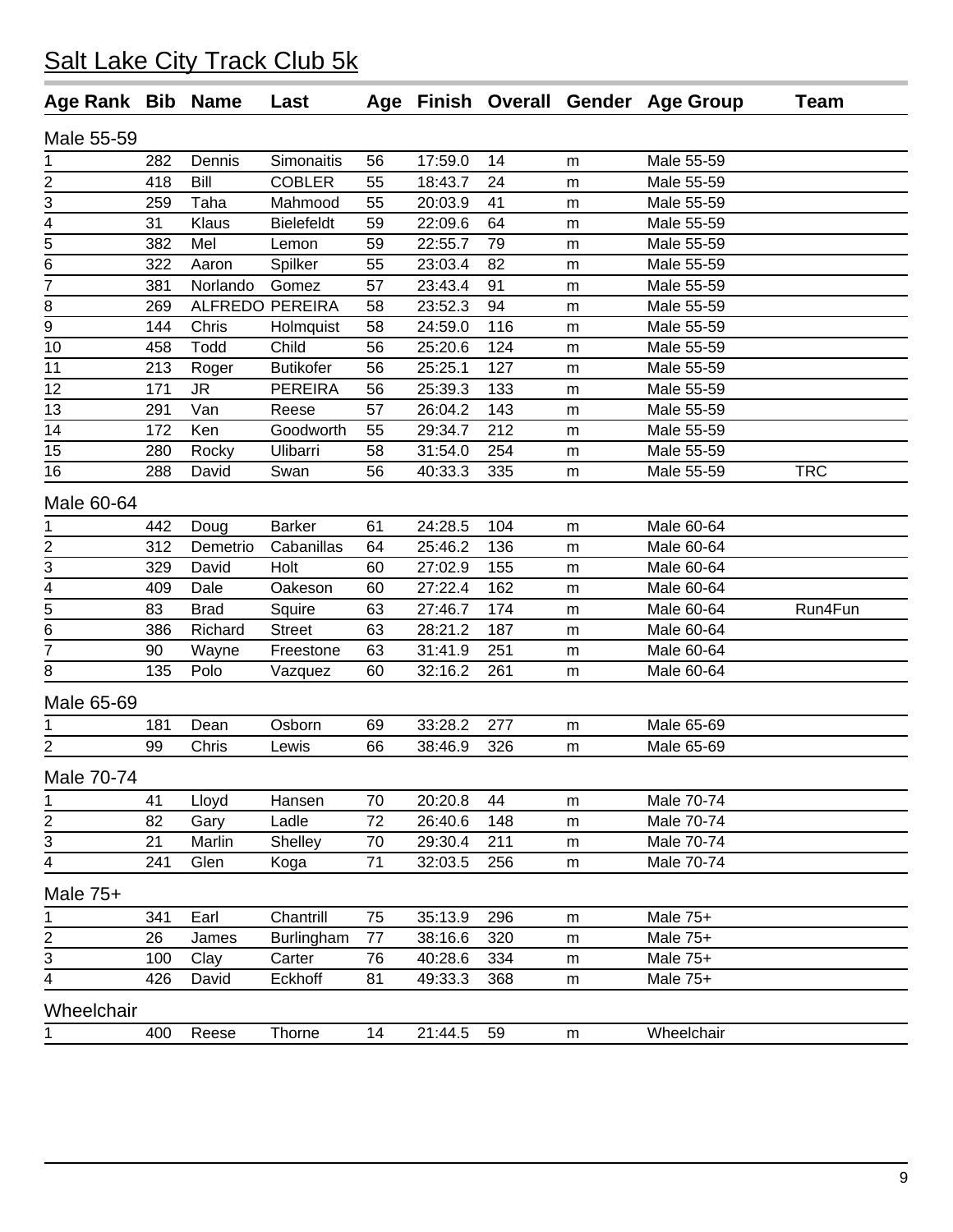# Salt Lake City Track Club 5k

| Age Rank | Bib | Name | Last | Age | Finish | Overall | Gender | Age Group | Team |
|---|---|---|---|---|---|---|---|---|---|
| **Male 55-59** | | | | | | | | | |
| 1 | 282 | Dennis | Simonaitis | 56 | 17:59.0 | 14 | m | Male 55-59 | |
| 2 | 418 | Bill | COBLER | 55 | 18:43.7 | 24 | m | Male 55-59 | |
| 3 | 259 | Taha | Mahmood | 55 | 20:03.9 | 41 | m | Male 55-59 | |
| 4 | 31 | Klaus | Bielefeldt | 59 | 22:09.6 | 64 | m | Male 55-59 | |
| 5 | 382 | Mel | Lemon | 59 | 22:55.7 | 79 | m | Male 55-59 | |
| 6 | 322 | Aaron | Spilker | 55 | 23:03.4 | 82 | m | Male 55-59 | |
| 7 | 381 | Norlando | Gomez | 57 | 23:43.4 | 91 | m | Male 55-59 | |
| 8 | 269 | ALFREDO | PEREIRA | 58 | 23:52.3 | 94 | m | Male 55-59 | |
| 9 | 144 | Chris | Holmquist | 58 | 24:59.0 | 116 | m | Male 55-59 | |
| 10 | 458 | Todd | Child | 56 | 25:20.6 | 124 | m | Male 55-59 | |
| 11 | 213 | Roger | Butikofer | 56 | 25:25.1 | 127 | m | Male 55-59 | |
| 12 | 171 | JR | PEREIRA | 56 | 25:39.3 | 133 | m | Male 55-59 | |
| 13 | 291 | Van | Reese | 57 | 26:04.2 | 143 | m | Male 55-59 | |
| 14 | 172 | Ken | Goodworth | 55 | 29:34.7 | 212 | m | Male 55-59 | |
| 15 | 280 | Rocky | Ulibarri | 58 | 31:54.0 | 254 | m | Male 55-59 | |
| 16 | 288 | David | Swan | 56 | 40:33.3 | 335 | m | Male 55-59 | TRC |
| **Male 60-64** | | | | | | | | | |
| 1 | 442 | Doug | Barker | 61 | 24:28.5 | 104 | m | Male 60-64 | |
| 2 | 312 | Demetrio | Cabanillas | 64 | 25:46.2 | 136 | m | Male 60-64 | |
| 3 | 329 | David | Holt | 60 | 27:02.9 | 155 | m | Male 60-64 | |
| 4 | 409 | Dale | Oakeson | 60 | 27:22.4 | 162 | m | Male 60-64 | |
| 5 | 83 | Brad | Squire | 63 | 27:46.7 | 174 | m | Male 60-64 | Run4Fun |
| 6 | 386 | Richard | Street | 63 | 28:21.2 | 187 | m | Male 60-64 | |
| 7 | 90 | Wayne | Freestone | 63 | 31:41.9 | 251 | m | Male 60-64 | |
| 8 | 135 | Polo | Vazquez | 60 | 32:16.2 | 261 | m | Male 60-64 | |
| **Male 65-69** | | | | | | | | | |
| 1 | 181 | Dean | Osborn | 69 | 33:28.2 | 277 | m | Male 65-69 | |
| 2 | 99 | Chris | Lewis | 66 | 38:46.9 | 326 | m | Male 65-69 | |
| **Male 70-74** | | | | | | | | | |
| 1 | 41 | Lloyd | Hansen | 70 | 20:20.8 | 44 | m | Male 70-74 | |
| 2 | 82 | Gary | Ladle | 72 | 26:40.6 | 148 | m | Male 70-74 | |
| 3 | 21 | Marlin | Shelley | 70 | 29:30.4 | 211 | m | Male 70-74 | |
| 4 | 241 | Glen | Koga | 71 | 32:03.5 | 256 | m | Male 70-74 | |
| **Male 75+** | | | | | | | | | |
| 1 | 341 | Earl | Chantrill | 75 | 35:13.9 | 296 | m | Male 75+ | |
| 2 | 26 | James | Burlingham | 77 | 38:16.6 | 320 | m | Male 75+ | |
| 3 | 100 | Clay | Carter | 76 | 40:28.6 | 334 | m | Male 75+ | |
| 4 | 426 | David | Eckhoff | 81 | 49:33.3 | 368 | m | Male 75+ | |
| **Wheelchair** | | | | | | | | | |
| 1 | 400 | Reese | Thorne | 14 | 21:44.5 | 59 | m | Wheelchair | |